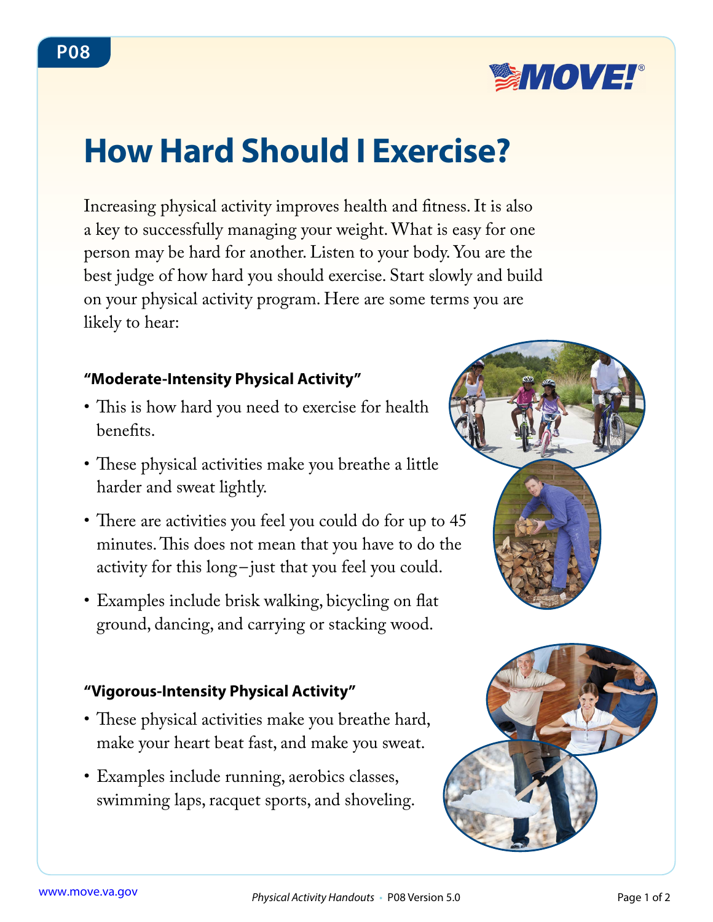P08

MOVE!®

# How Hard Should I Exercise?

Increasing physical activity improves health and fitness. It is also a key to successfully managing your weight. What is easy for one person may be hard for another. Listen to your body. You are the best judge of how hard you should exercise. Start slowly and build on your physical activity program. Here are some terms you are likely to hear:

### "Moderate-Intensity Physical Activity"

- This is how hard you need to exercise for health benefits.
- These physical activities make you breathe a little harder and sweat lightly.
- There are activities you feel you could do for up to 45 minutes. This does not mean that you have to do the activity for this long–just that you feel you could.
- Examples include brisk walking, bicycling on flat ground, dancing, and carrying or stacking wood.

### "Vigorous-Intensity Physical Activity"

- These physical activities make you breathe hard, make your heart beat fast, and make you sweat.
- Examples include running, aerobics classes, swimming laps, racquet sports, and shoveling.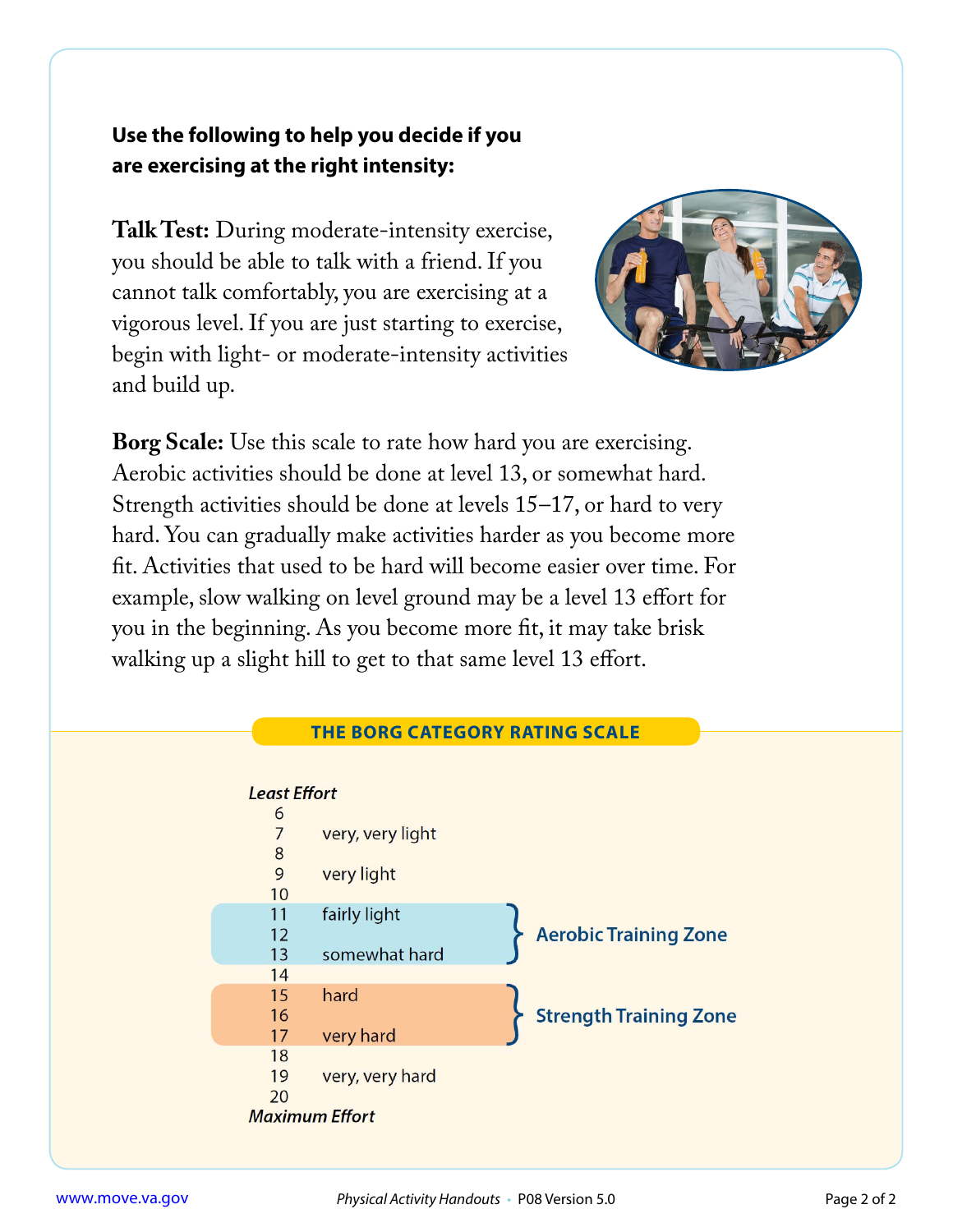**Use the following to help you decide if you are exercising at the right intensity:**

**Talk Test:** During moderate-intensity exercise, you should be able to talk with a friend. If you cannot talk comfortably, you are exercising at a vigorous level. If you are just starting to exercise, begin with light- or moderate-intensity activities and build up.

**Borg Scale:** Use this scale to rate how hard you are exercising. Aerobic activities should be done at level 13, or somewhat hard. Strength activities should be done at levels 15–17, or hard to very hard. You can gradually make activities harder as you become more fit. Activities that used to be hard will become easier over time. For example, slow walking on level ground may be a level 13 effort for you in the beginning. As you become more fit, it may take brisk walking up a slight hill to get to that same level 13 effort.

## THE BORG CATEGORY RATING SCALE

*Least Effort*

| | | |
|---|---|---|
| 6 | | |
| 7 | very, very light | |
| 8 | | |
| 9 | very light | |
| 10 | | |
| 11 | fairly light | Aerobic Training Zone |
| 12 | | Aerobic Training Zone |
| 13 | somewhat hard | Aerobic Training Zone |
| 14 | | |
| 15 | hard | Strength Training Zone |
| 16 | | Strength Training Zone |
| 17 | very hard | Strength Training Zone |
| 18 | | |
| 19 | very, very hard | |
| 20 | | |

*Maximum Effort*

www.move.va.gov

*Physical Activity Handouts* • P08 Version 5.0